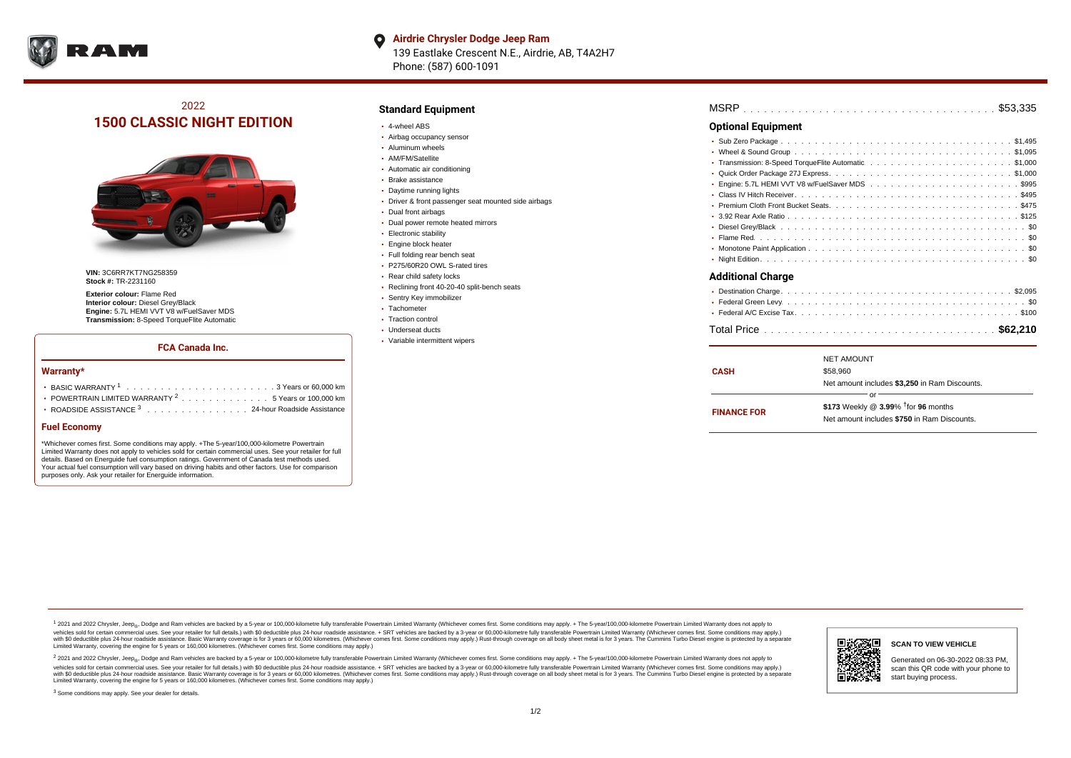**Airdrie Chrysler Dodge Jeep Ram**
139 Eastlake Crescent N.E., Airdrie, AB, T4A2H7
Phone: (587) 600-1091

## 2022
# 1500 CLASSIC NIGHT EDITION

**VIN:** 3C6RR7KT7NG258359
**Stock #:** TR-2231160

**Exterior colour:** Flame Red
**Interior colour:** Diesel Grey/Black
**Engine:** 5.7L HEMI VVT V8 w/FuelSaver MDS
**Transmission:** 8-Speed TorqueFlite Automatic

### FCA Canada Inc.

#### Warranty*

- BASIC WARRANTY [1] . . . . . 3 Years or 60,000 km
- POWERTRAIN LIMITED WARRANTY [2] . . . . . 5 Years or 100,000 km
- ROADSIDE ASSISTANCE [3] . . . . . 24-hour Roadside Assistance

#### Fuel Economy

*Whichever comes first. Some conditions may apply. +The 5-year/100,000-kilometre Powertrain Limited Warranty does not apply to vehicles sold for certain commercial uses. See your retailer for full details. Based on Energuide fuel consumption ratings. Government of Canada test methods used. Your actual fuel consumption will vary based on driving habits and other factors. Use for comparison purposes only. Ask your retailer for Energuide information.

## Standard Equipment

- 4-wheel ABS
- Airbag occupancy sensor
- Aluminum wheels
- AM/FM/Satellite
- Automatic air conditioning
- Brake assistance
- Daytime running lights
- Driver & front passenger seat mounted side airbags
- Dual front airbags
- Dual power remote heated mirrors
- Electronic stability
- Engine block heater
- Full folding rear bench seat
- P275/60R20 OWL S-rated tires
- Rear child safety locks
- Reclining front 40-20-40 split-bench seats
- Sentry Key immobilizer
- Tachometer
- Traction control
- Underseat ducts
- Variable intermittent wipers

MSRP . . . . . $53,335

## Optional Equipment

- Sub Zero Package . . . . . $1,495
- Wheel & Sound Group . . . . . $1,095
- Transmission: 8-Speed TorqueFlite Automatic . . . . . $1,000
- Quick Order Package 27J Express . . . . . $1,000
- Engine: 5.7L HEMI VVT V8 w/FuelSaver MDS . . . . . $995
- Class IV Hitch Receiver . . . . . $495
- Premium Cloth Front Bucket Seats . . . . . $475
- 3.92 Rear Axle Ratio . . . . . $125
- Diesel Grey/Black . . . . . $0
- Flame Red . . . . . $0
- Monotone Paint Application . . . . . $0
- Night Edition . . . . . $0

## Additional Charge

- Destination Charge . . . . . $2,095
- Federal Green Levy . . . . . $0
- Federal A/C Excise Tax . . . . . $100

Total Price . . . . . **$62,210**

| | |
|---|---|
| **CASH** | NET AMOUNT<br>$58,960<br>Net amount includes **$3,250** in Ram Discounts. |
| | — or — |
| **FINANCE FOR** | **$173** Weekly @ **3.99**% †for **96** months<br>Net amount includes **$750** in Ram Discounts. |

[1] 2021 and 2022 Chrysler, Jeep®, Dodge and Ram vehicles are backed by a 5-year or 100,000-kilometre fully transferable Powertrain Limited Warranty (Whichever comes first. Some conditions may apply. + The 5-year/100,000-kilometre Powertrain Limited Warranty does not apply to vehicles sold for certain commercial uses. See your retailer for full details.) with $0 deductible plus 24-hour roadside assistance. + SRT vehicles are backed by a 3-year or 60,000-kilometre fully transferable Powertrain Limited Warranty (Whichever comes first. Some conditions may apply.) Rust-through coverage on all body sheet metal is for 3 years. The Cummins Turbo Diesel engine is protected by a separate Limited Warranty, covering the engine for 5 years or 160,000 kilometres. (Whichever comes first. Some conditions may apply.) with $0 deductible plus 24-hour roadside assistance. Basic Warranty coverage is for 3 years or 60,000 kilometres. (Whichever comes first. Some conditions may apply.)

[2] 2021 and 2022 Chrysler, Jeep®, Dodge and Ram vehicles are backed by a 5-year or 100,000-kilometre fully transferable Powertrain Limited Warranty (Whichever comes first. Some conditions may apply. + The 5-year/100,000-kilometre Powertrain Limited Warranty does not apply to vehicles sold for certain commercial uses. See your retailer for full details.) with $0 deductible plus 24-hour roadside assistance. + SRT vehicles are backed by a 3-year or 60,000-kilometre fully transferable Powertrain Limited Warranty (Whichever comes first. Some conditions may apply.) Rust-through coverage on all body sheet metal is for 3 years. The Cummins Turbo Diesel engine is protected by a separate Limited Warranty, covering the engine for 5 years or 160,000 kilometres. (Whichever comes first. Some conditions may apply.) with $0 deductible plus 24-hour roadside assistance. Basic Warranty coverage is for 3 years or 60,000 kilometres. (Whichever comes first. Some conditions may apply.)

[3] Some conditions may apply. See your dealer for details.

**SCAN TO VIEW VEHICLE**

Generated on 06-30-2022 08:33 PM, scan this QR code with your phone to start buying process.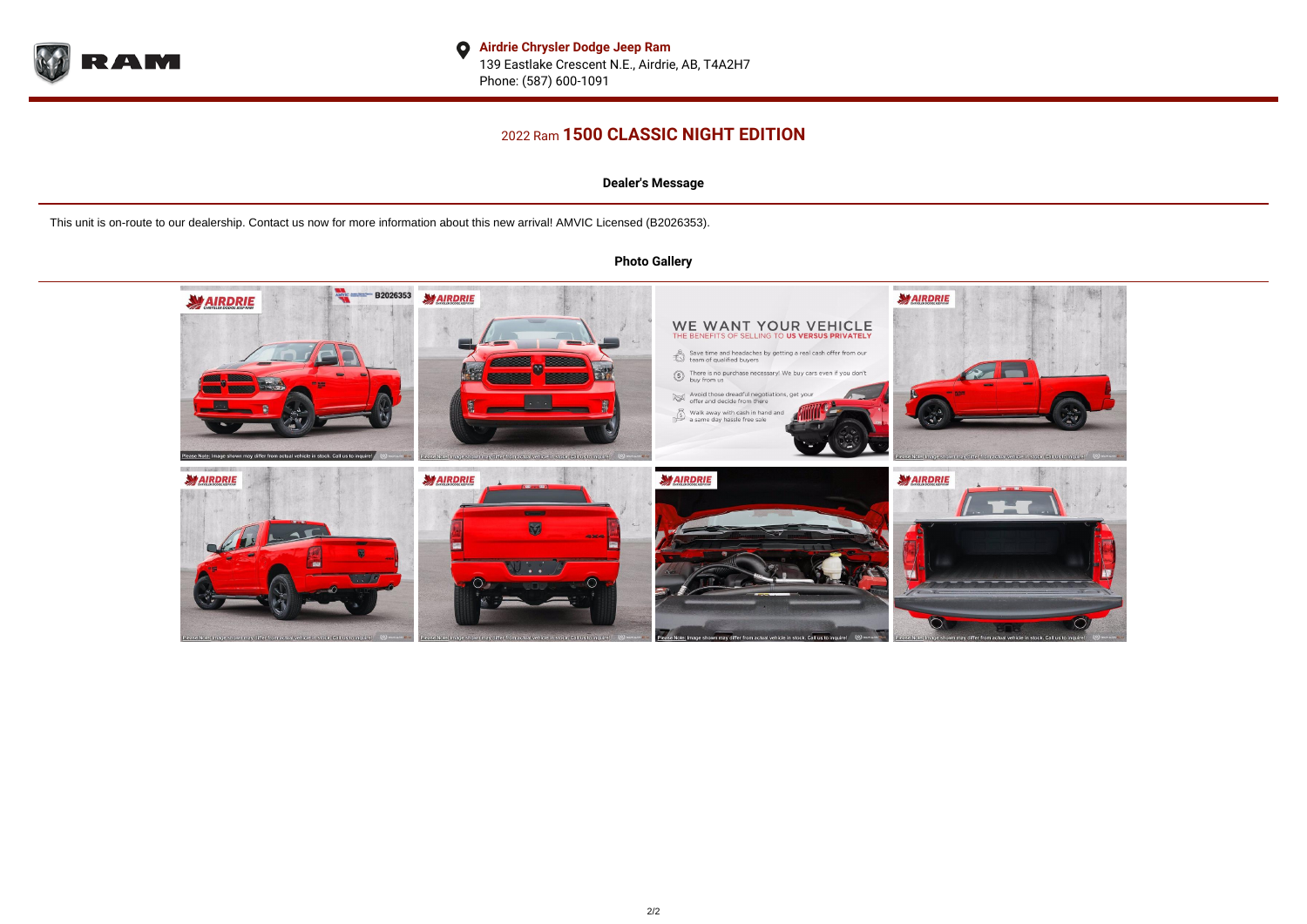**Airdrie Chrysler Dodge Jeep Ram**
139 Eastlake Crescent N.E., Airdrie, AB, T4A2H7
Phone: (587) 600-1091

# 2022 Ram **1500 CLASSIC NIGHT EDITION**

## Dealer's Message

This unit is on-route to our dealership. Contact us now for more information about this new arrival! AMVIC Licensed (B2026353).

## Photo Gallery